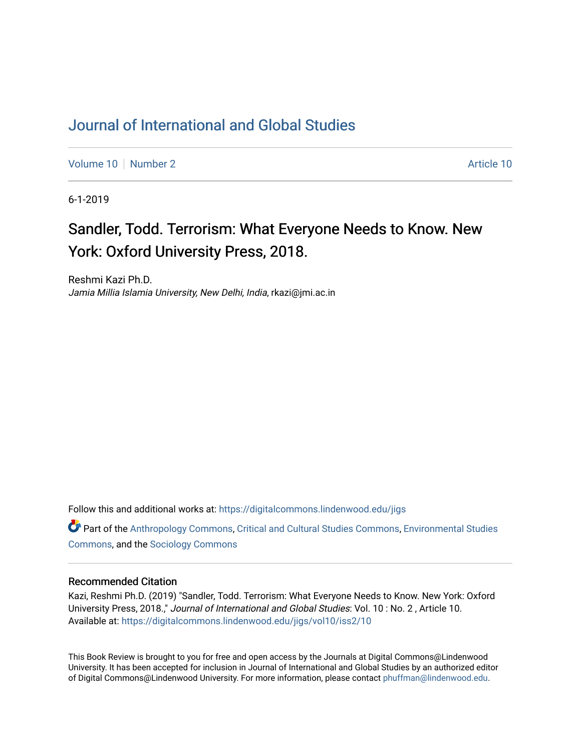# Journal of International and Global Studies

Volume 10 | Number 2 | Article 10

6-1-2019

## Sandler, Todd. Terrorism: What Everyone Needs to Know. New York: Oxford University Press, 2018.

Reshmi Kazi Ph.D.
*Jamia Millia Islamia University, New Delhi, India*, rkazi@jmi.ac.in

Follow this and additional works at: https://digitalcommons.lindenwood.edu/jigs

Part of the Anthropology Commons, Critical and Cultural Studies Commons, Environmental Studies Commons, and the Sociology Commons

### Recommended Citation

Kazi, Reshmi Ph.D. (2019) "Sandler, Todd. Terrorism: What Everyone Needs to Know. New York: Oxford University Press, 2018.," *Journal of International and Global Studies*: Vol. 10 : No. 2 , Article 10.
Available at: https://digitalcommons.lindenwood.edu/jigs/vol10/iss2/10

This Book Review is brought to you for free and open access by the Journals at Digital Commons@Lindenwood University. It has been accepted for inclusion in Journal of International and Global Studies by an authorized editor of Digital Commons@Lindenwood University. For more information, please contact phuffman@lindenwood.edu.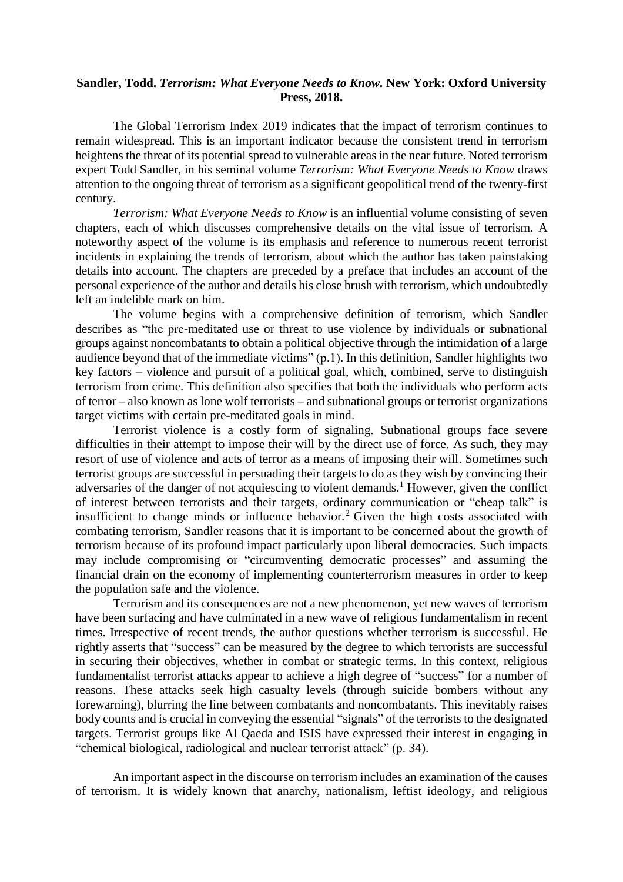**Sandler, Todd. *Terrorism: What Everyone Needs to Know.* New York: Oxford University Press, 2018.**

The Global Terrorism Index 2019 indicates that the impact of terrorism continues to remain widespread. This is an important indicator because the consistent trend in terrorism heightens the threat of its potential spread to vulnerable areas in the near future. Noted terrorism expert Todd Sandler, in his seminal volume *Terrorism: What Everyone Needs to Know* draws attention to the ongoing threat of terrorism as a significant geopolitical trend of the twenty-first century.

*Terrorism: What Everyone Needs to Know* is an influential volume consisting of seven chapters, each of which discusses comprehensive details on the vital issue of terrorism. A noteworthy aspect of the volume is its emphasis and reference to numerous recent terrorist incidents in explaining the trends of terrorism, about which the author has taken painstaking details into account. The chapters are preceded by a preface that includes an account of the personal experience of the author and details his close brush with terrorism, which undoubtedly left an indelible mark on him.

The volume begins with a comprehensive definition of terrorism, which Sandler describes as "the pre-meditated use or threat to use violence by individuals or subnational groups against noncombatants to obtain a political objective through the intimidation of a large audience beyond that of the immediate victims" (p.1). In this definition, Sandler highlights two key factors – violence and pursuit of a political goal, which, combined, serve to distinguish terrorism from crime. This definition also specifies that both the individuals who perform acts of terror – also known as lone wolf terrorists – and subnational groups or terrorist organizations target victims with certain pre-meditated goals in mind.

Terrorist violence is a costly form of signaling. Subnational groups face severe difficulties in their attempt to impose their will by the direct use of force. As such, they may resort of use of violence and acts of terror as a means of imposing their will. Sometimes such terrorist groups are successful in persuading their targets to do as they wish by convincing their adversaries of the danger of not acquiescing to violent demands.[1] However, given the conflict of interest between terrorists and their targets, ordinary communication or "cheap talk" is insufficient to change minds or influence behavior.[2] Given the high costs associated with combating terrorism, Sandler reasons that it is important to be concerned about the growth of terrorism because of its profound impact particularly upon liberal democracies. Such impacts may include compromising or "circumventing democratic processes" and assuming the financial drain on the economy of implementing counterterrorism measures in order to keep the population safe and the violence.

Terrorism and its consequences are not a new phenomenon, yet new waves of terrorism have been surfacing and have culminated in a new wave of religious fundamentalism in recent times. Irrespective of recent trends, the author questions whether terrorism is successful. He rightly asserts that "success" can be measured by the degree to which terrorists are successful in securing their objectives, whether in combat or strategic terms. In this context, religious fundamentalist terrorist attacks appear to achieve a high degree of "success" for a number of reasons. These attacks seek high casualty levels (through suicide bombers without any forewarning), blurring the line between combatants and noncombatants. This inevitably raises body counts and is crucial in conveying the essential "signals" of the terrorists to the designated targets. Terrorist groups like Al Qaeda and ISIS have expressed their interest in engaging in "chemical biological, radiological and nuclear terrorist attack" (p. 34).

An important aspect in the discourse on terrorism includes an examination of the causes of terrorism. It is widely known that anarchy, nationalism, leftist ideology, and religious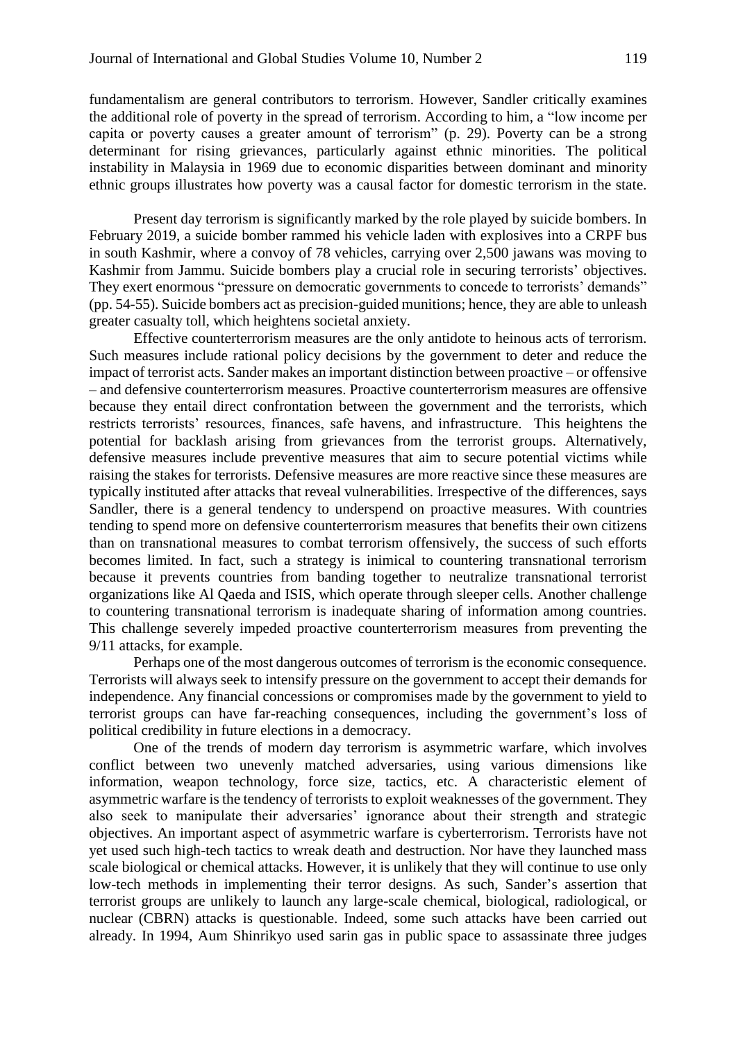fundamentalism are general contributors to terrorism. However, Sandler critically examines the additional role of poverty in the spread of terrorism. According to him, a "low income per capita or poverty causes a greater amount of terrorism" (p. 29). Poverty can be a strong determinant for rising grievances, particularly against ethnic minorities. The political instability in Malaysia in 1969 due to economic disparities between dominant and minority ethnic groups illustrates how poverty was a causal factor for domestic terrorism in the state.

Present day terrorism is significantly marked by the role played by suicide bombers. In February 2019, a suicide bomber rammed his vehicle laden with explosives into a CRPF bus in south Kashmir, where a convoy of 78 vehicles, carrying over 2,500 jawans was moving to Kashmir from Jammu. Suicide bombers play a crucial role in securing terrorists' objectives. They exert enormous "pressure on democratic governments to concede to terrorists' demands" (pp. 54-55). Suicide bombers act as precision-guided munitions; hence, they are able to unleash greater casualty toll, which heightens societal anxiety.

Effective counterterrorism measures are the only antidote to heinous acts of terrorism. Such measures include rational policy decisions by the government to deter and reduce the impact of terrorist acts. Sander makes an important distinction between proactive – or offensive – and defensive counterterrorism measures. Proactive counterterrorism measures are offensive because they entail direct confrontation between the government and the terrorists, which restricts terrorists' resources, finances, safe havens, and infrastructure. This heightens the potential for backlash arising from grievances from the terrorist groups. Alternatively, defensive measures include preventive measures that aim to secure potential victims while raising the stakes for terrorists. Defensive measures are more reactive since these measures are typically instituted after attacks that reveal vulnerabilities. Irrespective of the differences, says Sandler, there is a general tendency to underspend on proactive measures. With countries tending to spend more on defensive counterterrorism measures that benefits their own citizens than on transnational measures to combat terrorism offensively, the success of such efforts becomes limited. In fact, such a strategy is inimical to countering transnational terrorism because it prevents countries from banding together to neutralize transnational terrorist organizations like Al Qaeda and ISIS, which operate through sleeper cells. Another challenge to countering transnational terrorism is inadequate sharing of information among countries. This challenge severely impeded proactive counterterrorism measures from preventing the 9/11 attacks, for example.

Perhaps one of the most dangerous outcomes of terrorism is the economic consequence. Terrorists will always seek to intensify pressure on the government to accept their demands for independence. Any financial concessions or compromises made by the government to yield to terrorist groups can have far-reaching consequences, including the government's loss of political credibility in future elections in a democracy.

One of the trends of modern day terrorism is asymmetric warfare, which involves conflict between two unevenly matched adversaries, using various dimensions like information, weapon technology, force size, tactics, etc. A characteristic element of asymmetric warfare is the tendency of terrorists to exploit weaknesses of the government. They also seek to manipulate their adversaries' ignorance about their strength and strategic objectives. An important aspect of asymmetric warfare is cyberterrorism. Terrorists have not yet used such high-tech tactics to wreak death and destruction. Nor have they launched mass scale biological or chemical attacks. However, it is unlikely that they will continue to use only low-tech methods in implementing their terror designs. As such, Sander's assertion that terrorist groups are unlikely to launch any large-scale chemical, biological, radiological, or nuclear (CBRN) attacks is questionable. Indeed, some such attacks have been carried out already. In 1994, Aum Shinrikyo used sarin gas in public space to assassinate three judges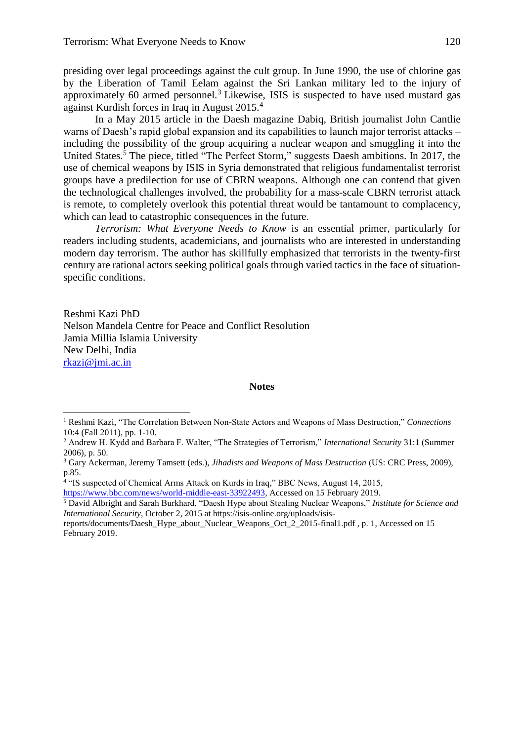presiding over legal proceedings against the cult group. In June 1990, the use of chlorine gas by the Liberation of Tamil Eelam against the Sri Lankan military led to the injury of approximately 60 armed personnel.[3] Likewise, ISIS is suspected to have used mustard gas against Kurdish forces in Iraq in August 2015.[4]

In a May 2015 article in the Daesh magazine Dabiq, British journalist John Cantlie warns of Daesh's rapid global expansion and its capabilities to launch major terrorist attacks – including the possibility of the group acquiring a nuclear weapon and smuggling it into the United States.[5] The piece, titled "The Perfect Storm," suggests Daesh ambitions. In 2017, the use of chemical weapons by ISIS in Syria demonstrated that religious fundamentalist terrorist groups have a predilection for use of CBRN weapons. Although one can contend that given the technological challenges involved, the probability for a mass-scale CBRN terrorist attack is remote, to completely overlook this potential threat would be tantamount to complacency, which can lead to catastrophic consequences in the future.

*Terrorism: What Everyone Needs to Know* is an essential primer, particularly for readers including students, academicians, and journalists who are interested in understanding modern day terrorism. The author has skillfully emphasized that terrorists in the twenty-first century are rational actors seeking political goals through varied tactics in the face of situation-specific conditions.

Reshmi Kazi PhD
Nelson Mandela Centre for Peace and Conflict Resolution
Jamia Millia Islamia University
New Delhi, India
rkazi@jmi.ac.in

**Notes**

[1] Reshmi Kazi, "The Correlation Between Non-State Actors and Weapons of Mass Destruction," *Connections* 10:4 (Fall 2011), pp. 1-10.

[2] Andrew H. Kydd and Barbara F. Walter, "The Strategies of Terrorism," *International Security* 31:1 (Summer 2006), p. 50.

[3] Gary Ackerman, Jeremy Tamsett (eds.), *Jihadists and Weapons of Mass Destruction* (US: CRC Press, 2009), p.85.

[4] "IS suspected of Chemical Arms Attack on Kurds in Iraq," BBC News, August 14, 2015, https://www.bbc.com/news/world-middle-east-33922493, Accessed on 15 February 2019.

[5] David Albright and Sarah Burkhard, "Daesh Hype about Stealing Nuclear Weapons," *Institute for Science and International Security*, October 2, 2015 at https://isis-online.org/uploads/isis-reports/documents/Daesh_Hype_about_Nuclear_Weapons_Oct_2_2015-final1.pdf , p. 1, Accessed on 15 February 2019.